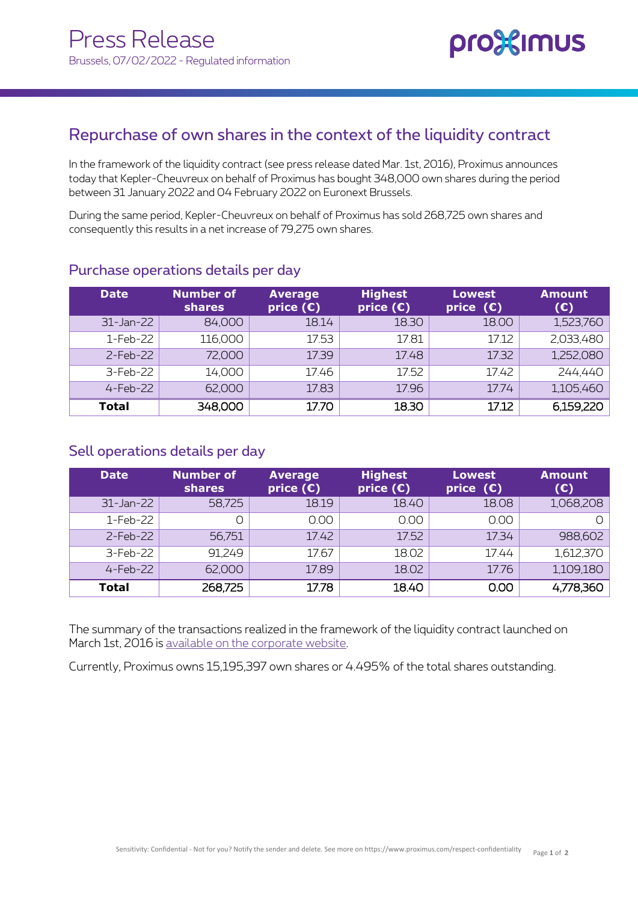# Press Release

Brussels, 07/02/2022 - Regulated information

## Repurchase of own shares in the context of the liquidity contract

In the framework of the liquidity contract (see press release dated Mar. 1st, 2016), Proximus announces today that Kepler-Cheuvreux on behalf of Proximus has bought 348,000 own shares during the period between 31 January 2022 and 04 February 2022 on Euronext Brussels.

During the same period, Kepler-Cheuvreux on behalf of Proximus has sold 268,725 own shares and consequently this results in a net increase of 79,275 own shares.

### Purchase operations details per day

| Date | Number of shares | Average price (€) | Highest price (€) | Lowest price (€) | Amount (€) |
|---|---|---|---|---|---|
| 31-Jan-22 | 84,000 | 18.14 | 18.30 | 18.00 | 1,523,760 |
| 1-Feb-22 | 116,000 | 17.53 | 17.81 | 17.12 | 2,033,480 |
| 2-Feb-22 | 72,000 | 17.39 | 17.48 | 17.32 | 1,252,080 |
| 3-Feb-22 | 14,000 | 17.46 | 17.52 | 17.42 | 244,440 |
| 4-Feb-22 | 62,000 | 17.83 | 17.96 | 17.74 | 1,105,460 |
| **Total** | 348,000 | 17.70 | 18.30 | 17.12 | 6,159,220 |

### Sell operations details per day

| Date | Number of shares | Average price (€) | Highest price (€) | Lowest price (€) | Amount (€) |
|---|---|---|---|---|---|
| 31-Jan-22 | 58,725 | 18.19 | 18.40 | 18.08 | 1,068,208 |
| 1-Feb-22 | 0 | 0.00 | 0.00 | 0.00 | 0 |
| 2-Feb-22 | 56,751 | 17.42 | 17.52 | 17.34 | 988,602 |
| 3-Feb-22 | 91,249 | 17.67 | 18.02 | 17.44 | 1,612,370 |
| 4-Feb-22 | 62,000 | 17.89 | 18.02 | 17.76 | 1,109,180 |
| **Total** | 268,725 | 17.78 | 18.40 | 0.00 | 4,778,360 |

The summary of the transactions realized in the framework of the liquidity contract launched on March 1st, 2016 is available on the corporate website.

Currently, Proximus owns 15,195,397 own shares or 4.495% of the total shares outstanding.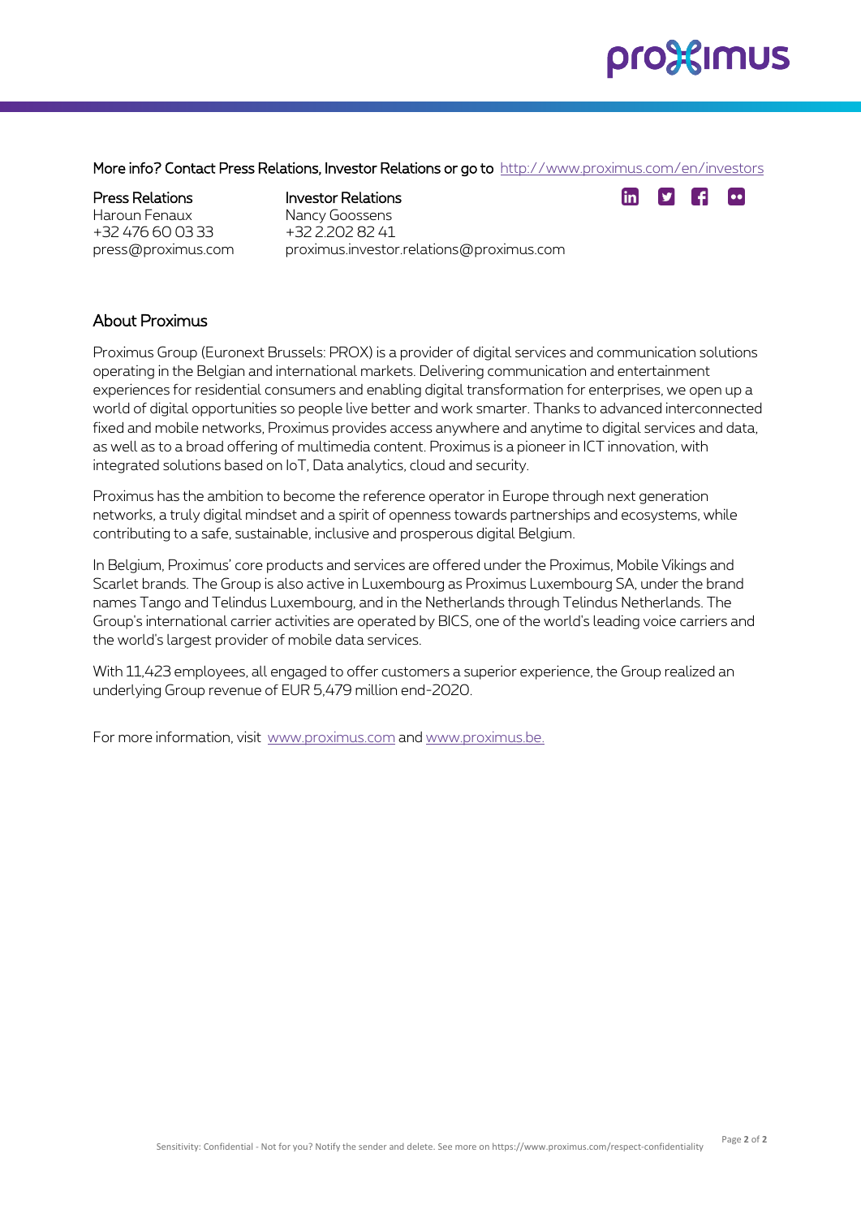More info? Contact Press Relations, Investor Relations or go to http://www.proximus.com/en/investors

**Press Relations**
Haroun Fenaux
+32 476 60 03 33
press@proximus.com

**Investor Relations**
Nancy Goossens
+32 2 202 82 41
proximus.investor.relations@proximus.com

## About Proximus

Proximus Group (Euronext Brussels: PROX) is a provider of digital services and communication solutions operating in the Belgian and international markets. Delivering communication and entertainment experiences for residential consumers and enabling digital transformation for enterprises, we open up a world of digital opportunities so people live better and work smarter. Thanks to advanced interconnected fixed and mobile networks, Proximus provides access anywhere and anytime to digital services and data, as well as to a broad offering of multimedia content. Proximus is a pioneer in ICT innovation, with integrated solutions based on IoT, Data analytics, cloud and security.

Proximus has the ambition to become the reference operator in Europe through next generation networks, a truly digital mindset and a spirit of openness towards partnerships and ecosystems, while contributing to a safe, sustainable, inclusive and prosperous digital Belgium.

In Belgium, Proximus' core products and services are offered under the Proximus, Mobile Vikings and Scarlet brands. The Group is also active in Luxembourg as Proximus Luxembourg SA, under the brand names Tango and Telindus Luxembourg, and in the Netherlands through Telindus Netherlands. The Group's international carrier activities are operated by BICS, one of the world's leading voice carriers and the world's largest provider of mobile data services.

With 11,423 employees, all engaged to offer customers a superior experience, the Group realized an underlying Group revenue of EUR 5,479 million end-2020.

For more information, visit www.proximus.com and www.proximus.be.